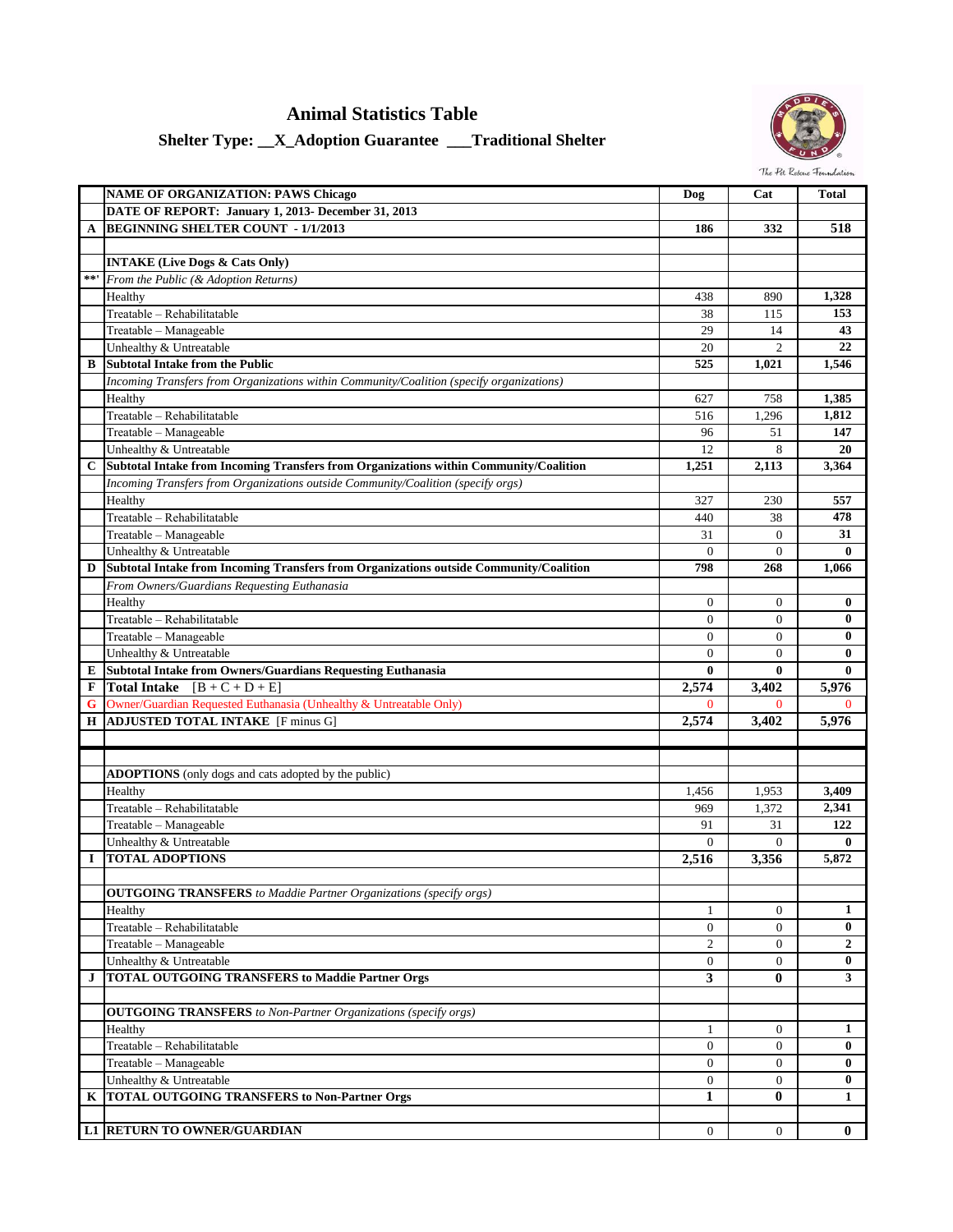# Animal Statistics Table

## Shelter Type: __X_Adoption Guarantee ___Traditional Shelter

The Pet Rescue Foundation

| | NAME OF ORGANIZATION: PAWS Chicago | Dog | Cat | Total |
|---|---|---|---|---|
| | DATE OF REPORT: January 1, 2013- December 31, 2013 | | | |
| A | BEGINNING SHELTER COUNT - 1/1/2013 | 186 | 332 | 518 |
| | | | | |
| | **INTAKE (Live Dogs & Cats Only)** | | | |
| **' | *From the Public (& Adoption Returns)* | | | |
| | Healthy | 438 | 890 | 1,328 |
| | Treatable – Rehabilitatable | 38 | 115 | 153 |
| | Treatable – Manageable | 29 | 14 | 43 |
| | Unhealthy & Untreatable | 20 | 2 | 22 |
| B | **Subtotal Intake from the Public** | 525 | 1,021 | 1,546 |
| | *Incoming Transfers from Organizations within Community/Coalition (specify organizations)* | | | |
| | Healthy | 627 | 758 | 1,385 |
| | Treatable – Rehabilitatable | 516 | 1,296 | 1,812 |
| | Treatable – Manageable | 96 | 51 | 147 |
| | Unhealthy & Untreatable | 12 | 8 | 20 |
| C | **Subtotal Intake from Incoming Transfers from Organizations within Community/Coalition** | 1,251 | 2,113 | 3,364 |
| | *Incoming Transfers from Organizations outside Community/Coalition (specify orgs)* | | | |
| | Healthy | 327 | 230 | 557 |
| | Treatable – Rehabilitatable | 440 | 38 | 478 |
| | Treatable – Manageable | 31 | 0 | 31 |
| | Unhealthy & Untreatable | 0 | 0 | 0 |
| D | **Subtotal Intake from Incoming Transfers from Organizations outside Community/Coalition** | 798 | 268 | 1,066 |
| | *From Owners/Guardians Requesting Euthanasia* | | | |
| | Healthy | 0 | 0 | 0 |
| | Treatable – Rehabilitatable | 0 | 0 | 0 |
| | Treatable – Manageable | 0 | 0 | 0 |
| | Unhealthy & Untreatable | 0 | 0 | 0 |
| E | **Subtotal Intake from Owners/Guardians Requesting Euthanasia** | 0 | 0 | 0 |
| F | **Total Intake** [B + C + D + E] | 2,574 | 3,402 | 5,976 |
| G | Owner/Guardian Requested Euthanasia (Unhealthy & Untreatable Only) | 0 | 0 | 0 |
| H | **ADJUSTED TOTAL INTAKE** [F minus G] | 2,574 | 3,402 | 5,976 |
| | | | | |
| | | | | |
| | **ADOPTIONS** (only dogs and cats adopted by the public) | | | |
| | Healthy | 1,456 | 1,953 | 3,409 |
| | Treatable – Rehabilitatable | 969 | 1,372 | 2,341 |
| | Treatable – Manageable | 91 | 31 | 122 |
| | Unhealthy & Untreatable | 0 | 0 | 0 |
| I | **TOTAL ADOPTIONS** | 2,516 | 3,356 | 5,872 |
| | | | | |
| | **OUTGOING TRANSFERS** *to Maddie Partner Organizations (specify orgs)* | | | |
| | Healthy | 1 | 0 | 1 |
| | Treatable – Rehabilitatable | 0 | 0 | 0 |
| | Treatable – Manageable | 2 | 0 | 2 |
| | Unhealthy & Untreatable | 0 | 0 | 0 |
| J | **TOTAL OUTGOING TRANSFERS to Maddie Partner Orgs** | 3 | 0 | 3 |
| | | | | |
| | **OUTGOING TRANSFERS** *to Non-Partner Organizations (specify orgs)* | | | |
| | Healthy | 1 | 0 | 1 |
| | Treatable – Rehabilitatable | 0 | 0 | 0 |
| | Treatable – Manageable | 0 | 0 | 0 |
| | Unhealthy & Untreatable | 0 | 0 | 0 |
| K | **TOTAL OUTGOING TRANSFERS to Non-Partner Orgs** | 1 | 0 | 1 |
| | | | | |
| L1 | **RETURN TO OWNER/GUARDIAN** | 0 | 0 | 0 |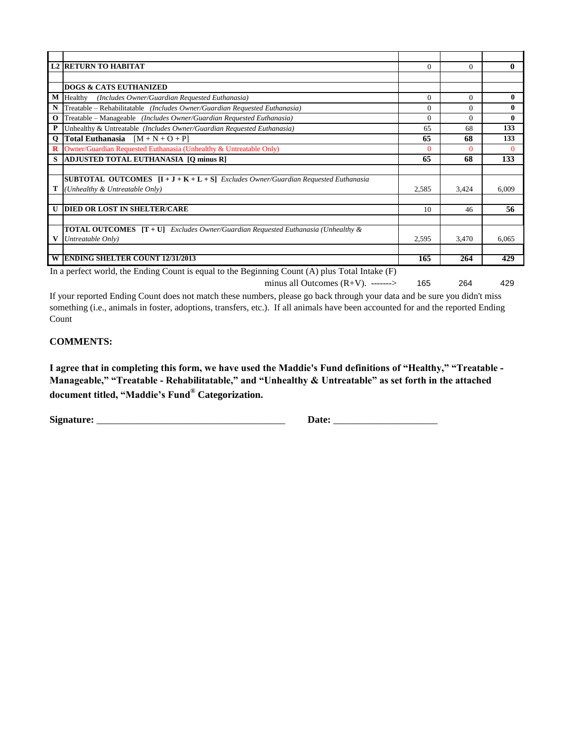| | | | | |
|---|---|---|---|---|
| | | | | |
| L2 | **RETURN TO HABITAT** | 0 | 0 | **0** |
| | | | | |
| | **DOGS & CATS EUTHANIZED** | | | |
| M | Healthy *(Includes Owner/Guardian Requested Euthanasia)* | 0 | 0 | **0** |
| N | Treatable – Rehabilitatable *(Includes Owner/Guardian Requested Euthanasia)* | 0 | 0 | **0** |
| O | Treatable – Manageable *(Includes Owner/Guardian Requested Euthanasia)* | 0 | 0 | **0** |
| P | Unhealthy & Untreatable *(Includes Owner/Guardian Requested Euthanasia)* | 65 | 68 | **133** |
| Q | **Total Euthanasia** [M + N + O + P] | **65** | **68** | **133** |
| R | Owner/Guardian Requested Euthanasia (Unhealthy & Untreatable Only) | 0 | 0 | 0 |
| S | **ADJUSTED TOTAL EUTHANASIA [Q minus R]** | **65** | **68** | **133** |
| | | | | |
| T | **SUBTOTAL OUTCOMES [I + J + K + L + S]** *Excludes Owner/Guardian Requested Euthanasia (Unhealthy & Untreatable Only)* | 2,585 | 3,424 | 6,009 |
| | | | | |
| U | **DIED OR LOST IN SHELTER/CARE** | 10 | 46 | **56** |
| | | | | |
| V | **TOTAL OUTCOMES [T + U]** *Excludes Owner/Guardian Requested Euthanasia (Unhealthy & Untreatable Only)* | 2,595 | 3,470 | 6,065 |
| | | | | |
| W | **ENDING SHELTER COUNT 12/31/2013** | **165** | **264** | **429** |

In a perfect world, the Ending Count is equal to the Beginning Count (A) plus Total Intake (F) minus all Outcomes (R+V). -------> 165 264 429

If your reported Ending Count does not match these numbers, please go back through your data and be sure you didn't miss something (i.e., animals in foster, adoptions, transfers, etc.). If all animals have been accounted for and the reported Ending Count

**COMMENTS:**

**I agree that in completing this form, we have used the Maddie's Fund definitions of "Healthy," "Treatable - Manageable," "Treatable - Rehabilitatable," and "Unhealthy & Untreatable" as set forth in the attached document titled, "Maddie's Fund® Categorization.**

**Signature:** ______________________________________ **Date:** ____________________